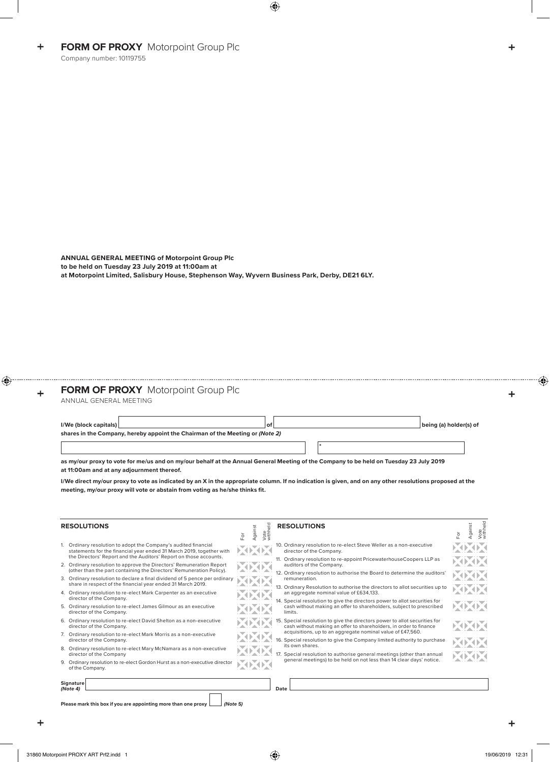# FORM OF PROXY Motorpoint Group Plc

Company number: 10119755

**ANNUAL GENERAL MEETING of Motorpoint Group Plc**
**to be held on Tuesday 23 July 2019 at 11:00am at**
**at Motorpoint Limited, Salisbury House, Stephenson Way, Wyvern Business Park, Derby, DE21 6LY.**

# FORM OF PROXY Motorpoint Group Plc

ANNUAL GENERAL MEETING

**I/We (block capitals)** ______________________ **of** ______________________ **being (a) holder(s) of**
**shares in the Company, hereby appoint the Chairman of the Meeting or** ***(Note 2)***

______________________ * ______________________

**as my/our proxy to vote for me/us and on my/our behalf at the Annual General Meeting of the Company to be held on Tuesday 23 July 2019 at 11:00am and at any adjournment thereof.**

**I/We direct my/our proxy to vote as indicated by an X in the appropriate column. If no indication is given, and on any other resolutions proposed at the meeting, my/our proxy will vote or abstain from voting as he/she thinks fit.**

| RESOLUTIONS | For | Against | Vote withheld |
|---|---|---|---|
| 1. Ordinary resolution to adopt the Company's audited financial statements for the financial year ended 31 March 2019, together with the Directors' Report and the Auditors' Report on those accounts. | | | |
| 2. Ordinary resolution to approve the Directors' Remuneration Report (other than the part containing the Directors' Remuneration Policy). | | | |
| 3. Ordinary resolution to declare a final dividend of 5 pence per ordinary share in respect of the financial year ended 31 March 2019. | | | |
| 4. Ordinary resolution to re-elect Mark Carpenter as an executive director of the Company. | | | |
| 5. Ordinary resolution to re-elect James Gilmour as an executive director of the Company. | | | |
| 6. Ordinary resolution to re-elect David Shelton as a non-executive director of the Company. | | | |
| 7. Ordinary resolution to re-elect Mark Morris as a non-executive director of the Company. | | | |
| 8. Ordinary resolution to re-elect Mary McNamara as a non-executive director of the Company | | | |
| 9. Ordinary resolution to re-elect Gordon Hurst as a non-executive director of the Company. | | | |
| 10. Ordinary resolution to re-elect Steve Weller as a non-executive director of the Company. | | | |
| 11. Ordinary resolution to re-appoint PricewaterhouseCoopers LLP as auditors of the Company. | | | |
| 12. Ordinary resolution to authorise the Board to determine the auditors' remuneration. | | | |
| 13. Ordinary Resolution to authorise the directors to allot securities up to an aggregate nominal value of £634,133. | | | |
| 14. Special resolution to give the directors power to allot securities for cash without making an offer to shareholders, subject to prescribed limits. | | | |
| 15. Special resolution to give the directors power to allot securities for cash without making an offer to shareholders, in order to finance acquisitions, up to an aggregate nominal value of £47,560. | | | |
| 16. Special resolution to give the Company limited authority to purchase its own shares. | | | |
| 17. Special resolution to authorise general meetings (other than annual general meetings) to be held on not less than 14 clear days' notice. | | | |

**Signature** ***(Note 4)*** ______________________ **Date** ______________________

**Please mark this box if you are appointing more than one proxy** ☐ ***(Note 5)***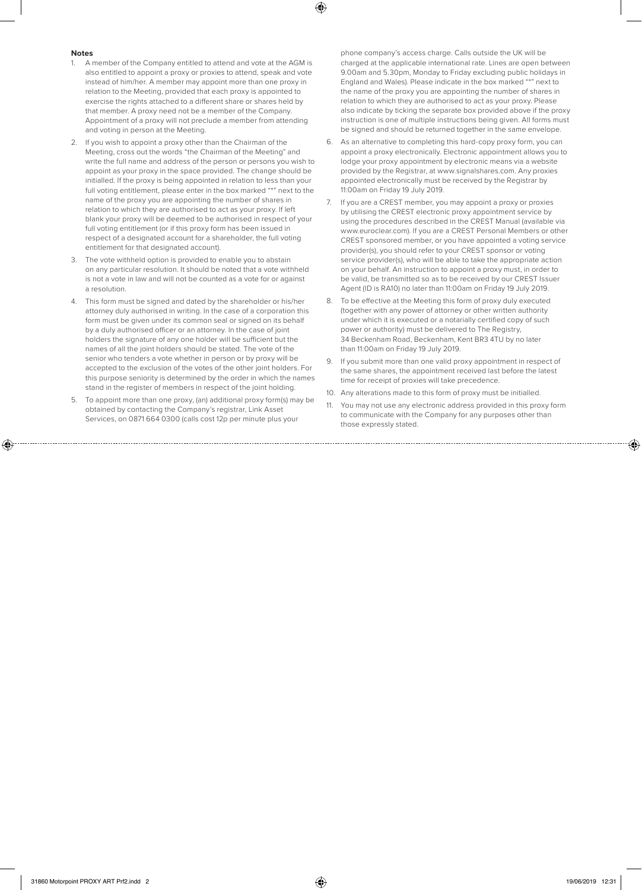## Notes

1. A member of the Company entitled to attend and vote at the AGM is also entitled to appoint a proxy or proxies to attend, speak and vote instead of him/her. A member may appoint more than one proxy in relation to the Meeting, provided that each proxy is appointed to exercise the rights attached to a different share or shares held by that member. A proxy need not be a member of the Company. Appointment of a proxy will not preclude a member from attending and voting in person at the Meeting.
2. If you wish to appoint a proxy other than the Chairman of the Meeting, cross out the words "the Chairman of the Meeting" and write the full name and address of the person or persons you wish to appoint as your proxy in the space provided. The change should be initialled. If the proxy is being appointed in relation to less than your full voting entitlement, please enter in the box marked "*" next to the name of the proxy you are appointing the number of shares in relation to which they are authorised to act as your proxy. If left blank your proxy will be deemed to be authorised in respect of your full voting entitlement (or if this proxy form has been issued in respect of a designated account for a shareholder, the full voting entitlement for that designated account).
3. The vote withheld option is provided to enable you to abstain on any particular resolution. It should be noted that a vote withheld is not a vote in law and will not be counted as a vote for or against a resolution.
4. This form must be signed and dated by the shareholder or his/her attorney duly authorised in writing. In the case of a corporation this form must be given under its common seal or signed on its behalf by a duly authorised officer or an attorney. In the case of joint holders the signature of any one holder will be sufficient but the names of all the joint holders should be stated. The vote of the senior who tenders a vote whether in person or by proxy will be accepted to the exclusion of the votes of the other joint holders. For this purpose seniority is determined by the order in which the names stand in the register of members in respect of the joint holding.
5. To appoint more than one proxy, (an) additional proxy form(s) may be obtained by contacting the Company's registrar, Link Asset Services, on 0871 664 0300 (calls cost 12p per minute plus your phone company's access charge. Calls outside the UK will be charged at the applicable international rate. Lines are open between 9.00am and 5.30pm, Monday to Friday excluding public holidays in England and Wales). Please indicate in the box marked "*" next to the name of the proxy you are appointing the number of shares in relation to which they are authorised to act as your proxy. Please also indicate by ticking the separate box provided above if the proxy instruction is one of multiple instructions being given. All forms must be signed and should be returned together in the same envelope.
6. As an alternative to completing this hard-copy proxy form, you can appoint a proxy electronically. Electronic appointment allows you to lodge your proxy appointment by electronic means via a website provided by the Registrar, at www.signalshares.com. Any proxies appointed electronically must be received by the Registrar by 11:00am on Friday 19 July 2019.
7. If you are a CREST member, you may appoint a proxy or proxies by utilising the CREST electronic proxy appointment service by using the procedures described in the CREST Manual (available via www.euroclear.com). If you are a CREST Personal Members or other CREST sponsored member, or you have appointed a voting service provider(s), you should refer to your CREST sponsor or voting service provider(s), who will be able to take the appropriate action on your behalf. An instruction to appoint a proxy must, in order to be valid, be transmitted so as to be received by our CREST Issuer Agent (ID is RA10) no later than 11:00am on Friday 19 July 2019.
8. To be effective at the Meeting this form of proxy duly executed (together with any power of attorney or other written authority under which it is executed or a notarially certified copy of such power or authority) must be delivered to The Registry, 34 Beckenham Road, Beckenham, Kent BR3 4TU by no later than 11:00am on Friday 19 July 2019.
9. If you submit more than one valid proxy appointment in respect of the same shares, the appointment received last before the latest time for receipt of proxies will take precedence.
10. Any alterations made to this form of proxy must be initialled.
11. You may not use any electronic address provided in this proxy form to communicate with the Company for any purposes other than those expressly stated.